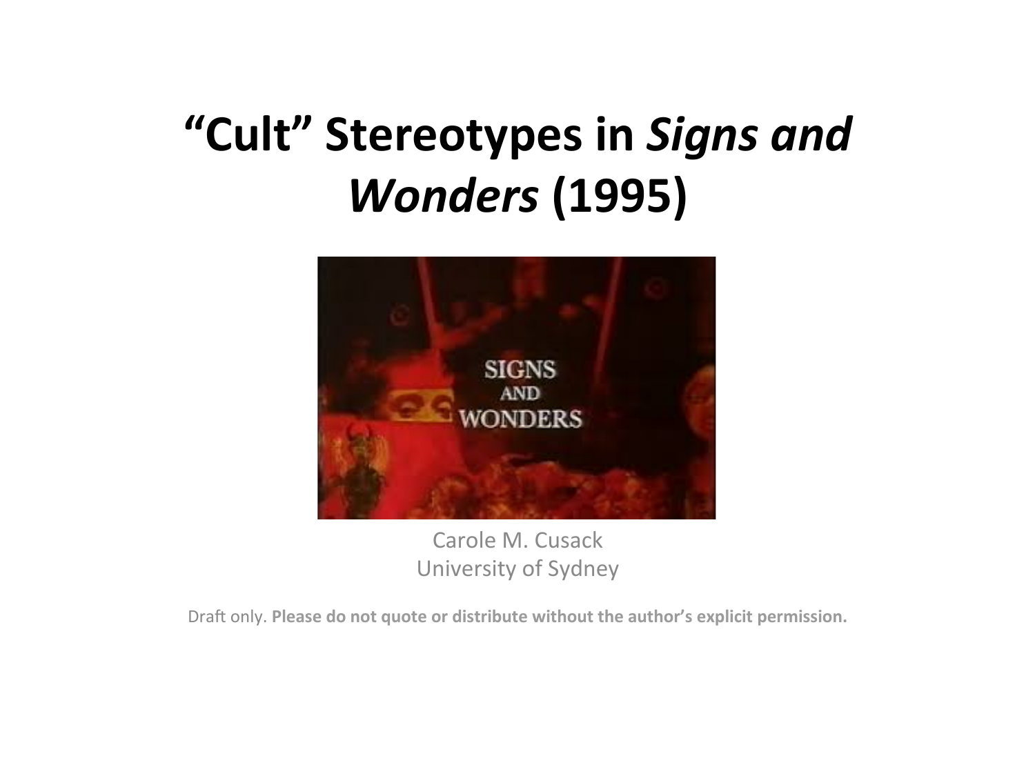# "Cult" Stereotypes in *Signs and Wonders* (1995)

Carole M. Cusack
University of Sydney

Draft only. **Please do not quote or distribute without the author's explicit permission.**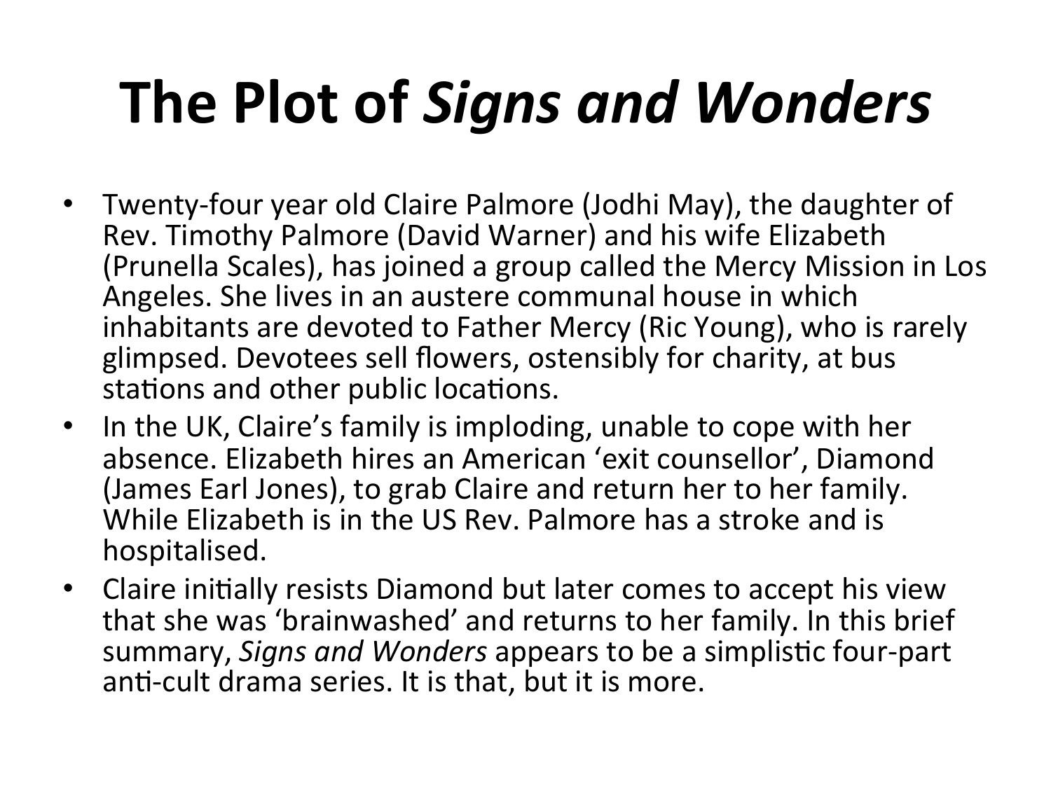# The Plot of *Signs and Wonders*

- Twenty-four year old Claire Palmore (Jodhi May), the daughter of Rev. Timothy Palmore (David Warner) and his wife Elizabeth (Prunella Scales), has joined a group called the Mercy Mission in Los Angeles. She lives in an austere communal house in which inhabitants are devoted to Father Mercy (Ric Young), who is rarely glimpsed. Devotees sell flowers, ostensibly for charity, at bus stations and other public locations.
- In the UK, Claire's family is imploding, unable to cope with her absence. Elizabeth hires an American 'exit counsellor', Diamond (James Earl Jones), to grab Claire and return her to her family. While Elizabeth is in the US Rev. Palmore has a stroke and is hospitalised.
- Claire initially resists Diamond but later comes to accept his view that she was 'brainwashed' and returns to her family. In this brief summary, *Signs and Wonders* appears to be a simplistic four-part anti-cult drama series. It is that, but it is more.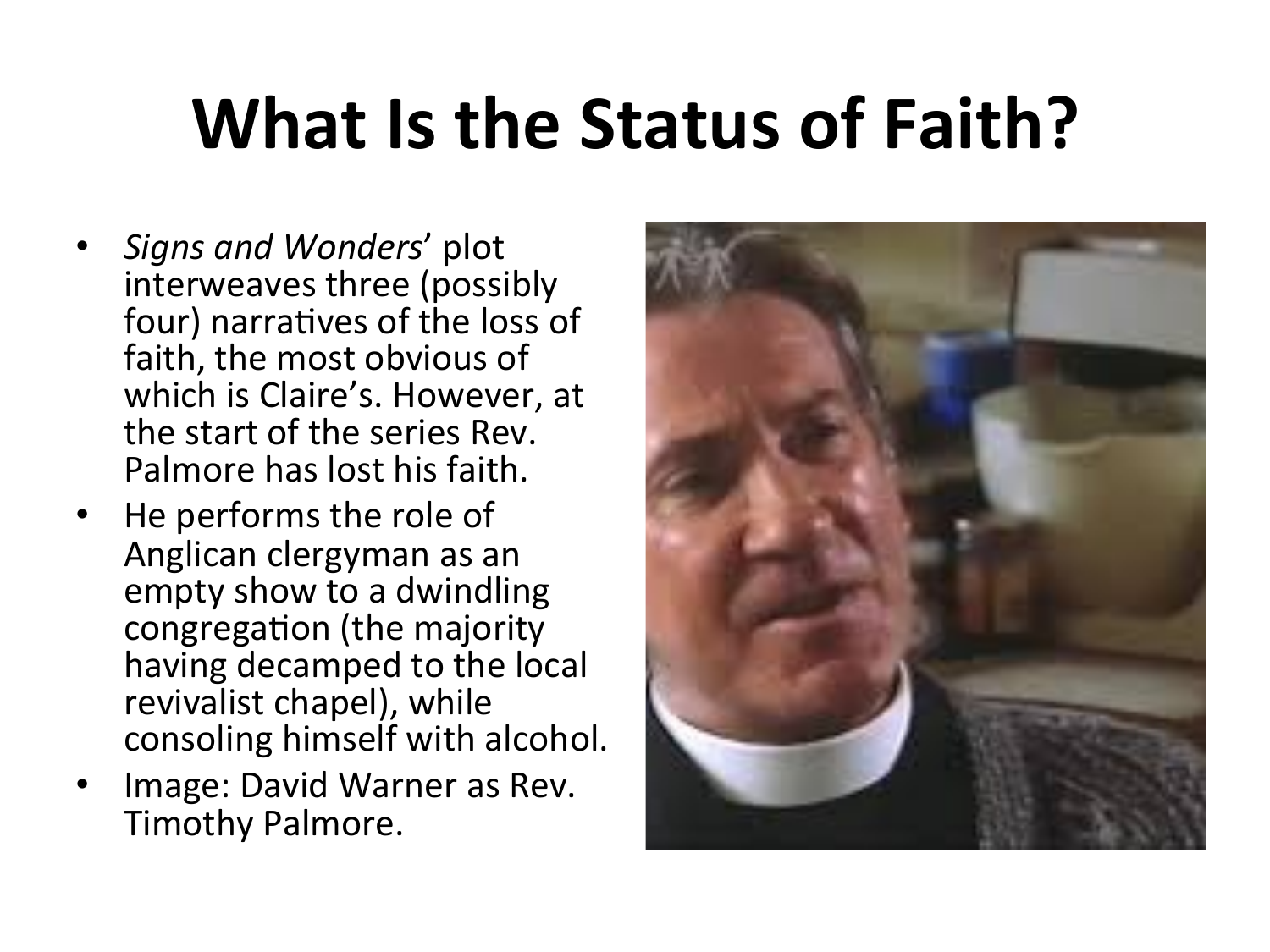# What Is the Status of Faith?

- *Signs and Wonders*' plot interweaves three (possibly four) narratives of the loss of faith, the most obvious of which is Claire's. However, at the start of the series Rev. Palmore has lost his faith.
- He performs the role of Anglican clergyman as an empty show to a dwindling congregation (the majority having decamped to the local revivalist chapel), while consoling himself with alcohol.
- Image: David Warner as Rev. Timothy Palmore.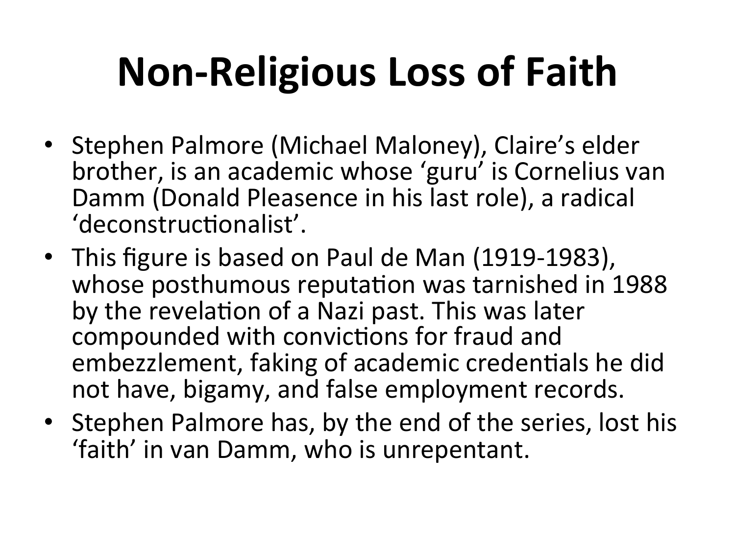# Non-Religious Loss of Faith

- Stephen Palmore (Michael Maloney), Claire's elder brother, is an academic whose 'guru' is Cornelius van Damm (Donald Pleasence in his last role), a radical 'deconstructionalist'.
- This figure is based on Paul de Man (1919-1983), whose posthumous reputation was tarnished in 1988 by the revelation of a Nazi past. This was later compounded with convictions for fraud and embezzlement, faking of academic credentials he did not have, bigamy, and false employment records.
- Stephen Palmore has, by the end of the series, lost his 'faith' in van Damm, who is unrepentant.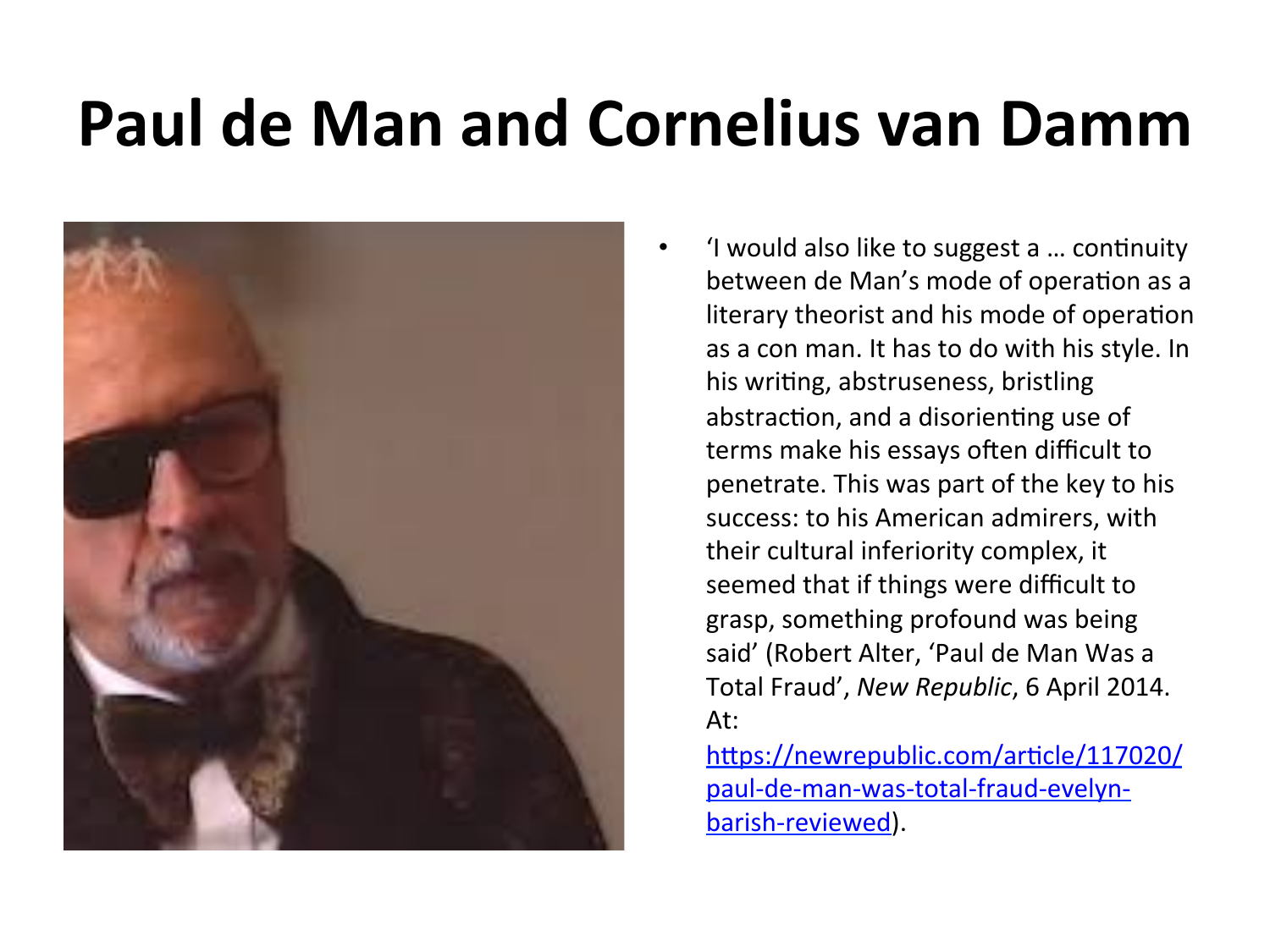# Paul de Man and Cornelius van Damm

- 'I would also like to suggest a … continuity between de Man's mode of operation as a literary theorist and his mode of operation as a con man. It has to do with his style. In his writing, abstruseness, bristling abstraction, and a disorienting use of terms make his essays often difficult to penetrate. This was part of the key to his success: to his American admirers, with their cultural inferiority complex, it seemed that if things were difficult to grasp, something profound was being said' (Robert Alter, 'Paul de Man Was a Total Fraud', *New Republic*, 6 April 2014. At: [https://newrepublic.com/article/117020/paul-de-man-was-total-fraud-evelyn-barish-reviewed](https://newrepublic.com/article/117020/paul-de-man-was-total-fraud-evelyn-barish-reviewed)).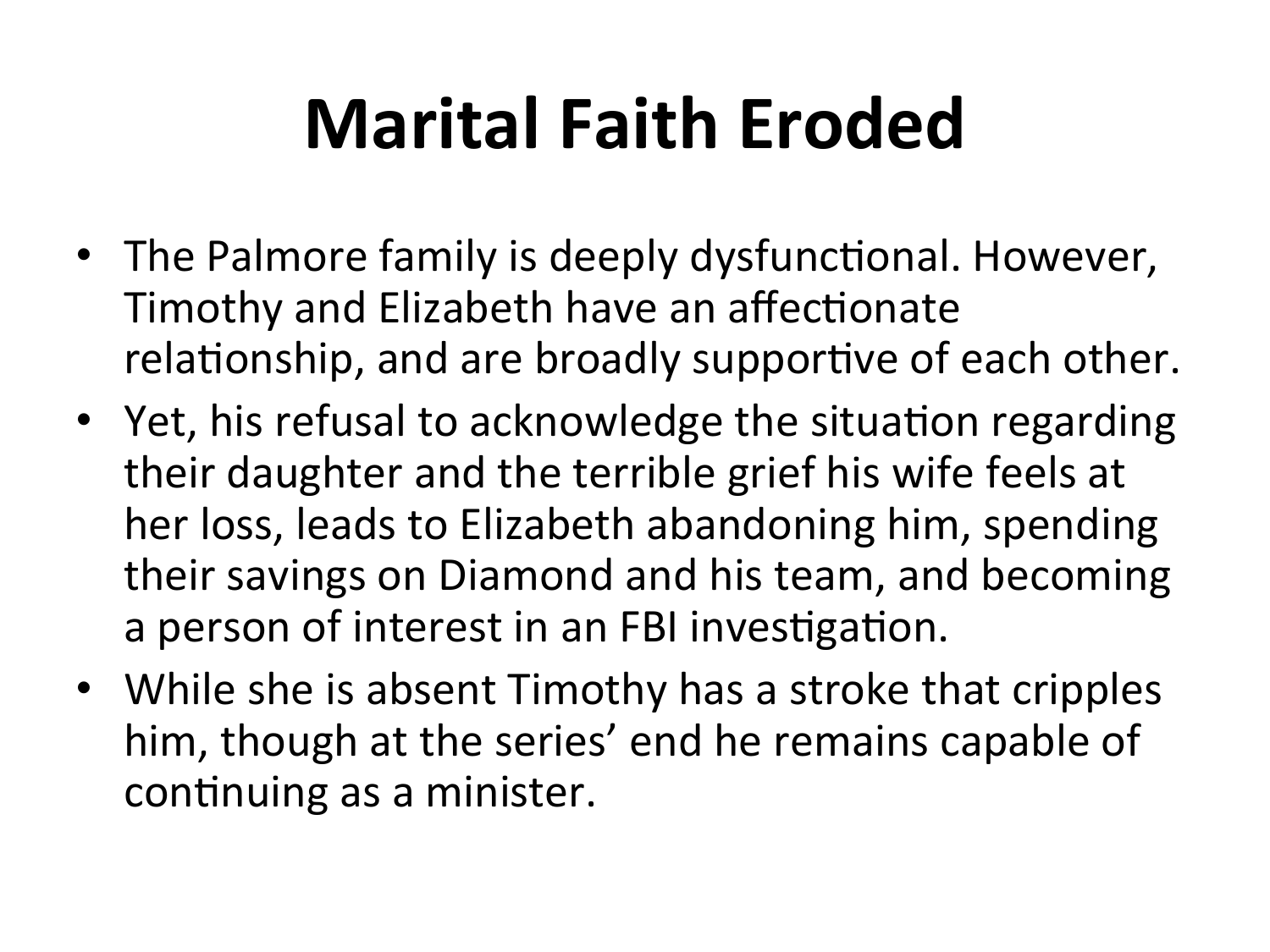# Marital Faith Eroded

- The Palmore family is deeply dysfunctional. However, Timothy and Elizabeth have an affectionate relationship, and are broadly supportive of each other.
- Yet, his refusal to acknowledge the situation regarding their daughter and the terrible grief his wife feels at her loss, leads to Elizabeth abandoning him, spending their savings on Diamond and his team, and becoming a person of interest in an FBI investigation.
- While she is absent Timothy has a stroke that cripples him, though at the series' end he remains capable of continuing as a minister.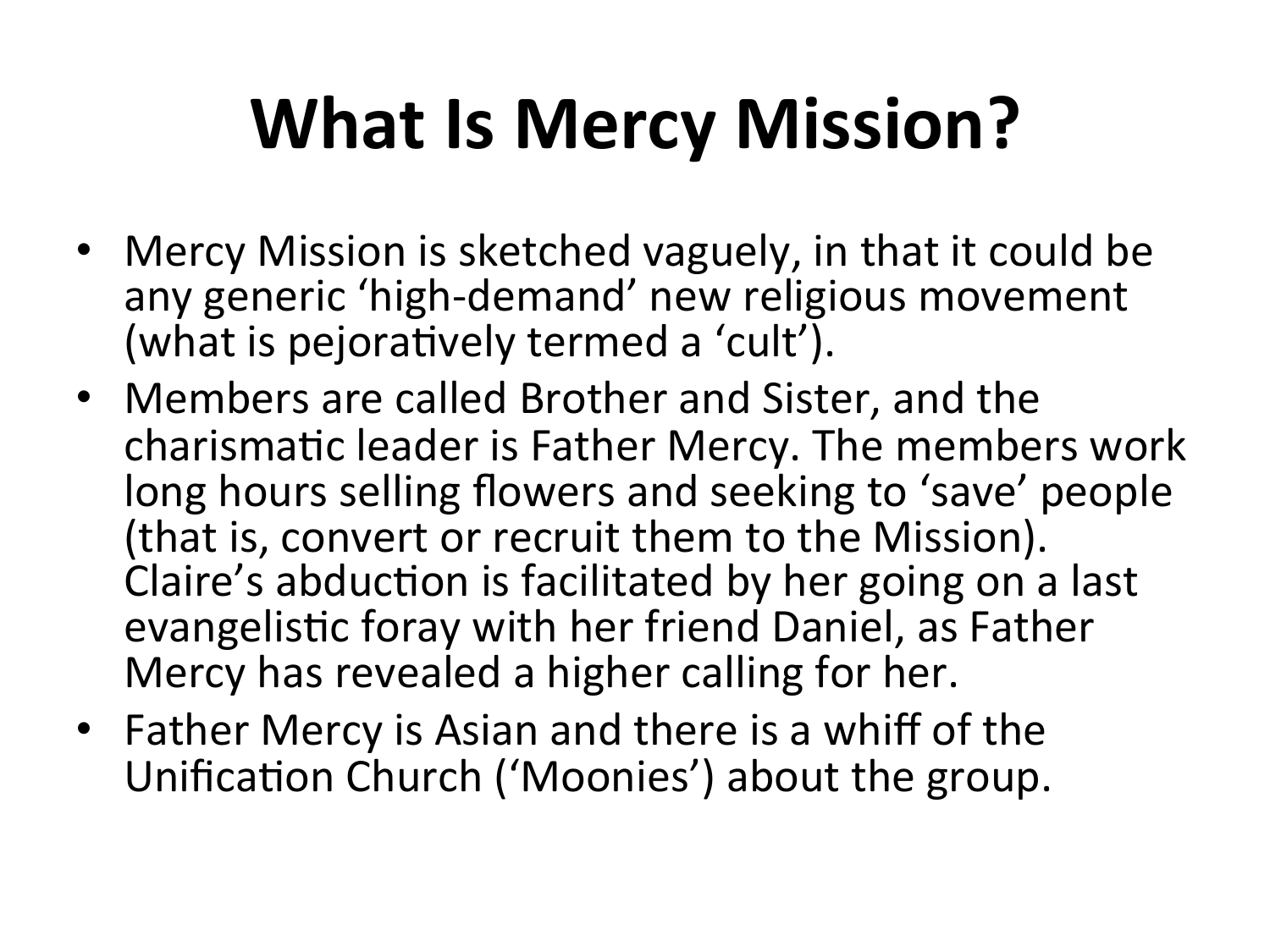# What Is Mercy Mission?

- Mercy Mission is sketched vaguely, in that it could be any generic 'high-demand' new religious movement (what is pejoratively termed a 'cult').
- Members are called Brother and Sister, and the charismatic leader is Father Mercy. The members work long hours selling flowers and seeking to 'save' people (that is, convert or recruit them to the Mission). Claire's abduction is facilitated by her going on a last evangelistic foray with her friend Daniel, as Father Mercy has revealed a higher calling for her.
- Father Mercy is Asian and there is a whiff of the Unification Church ('Moonies') about the group.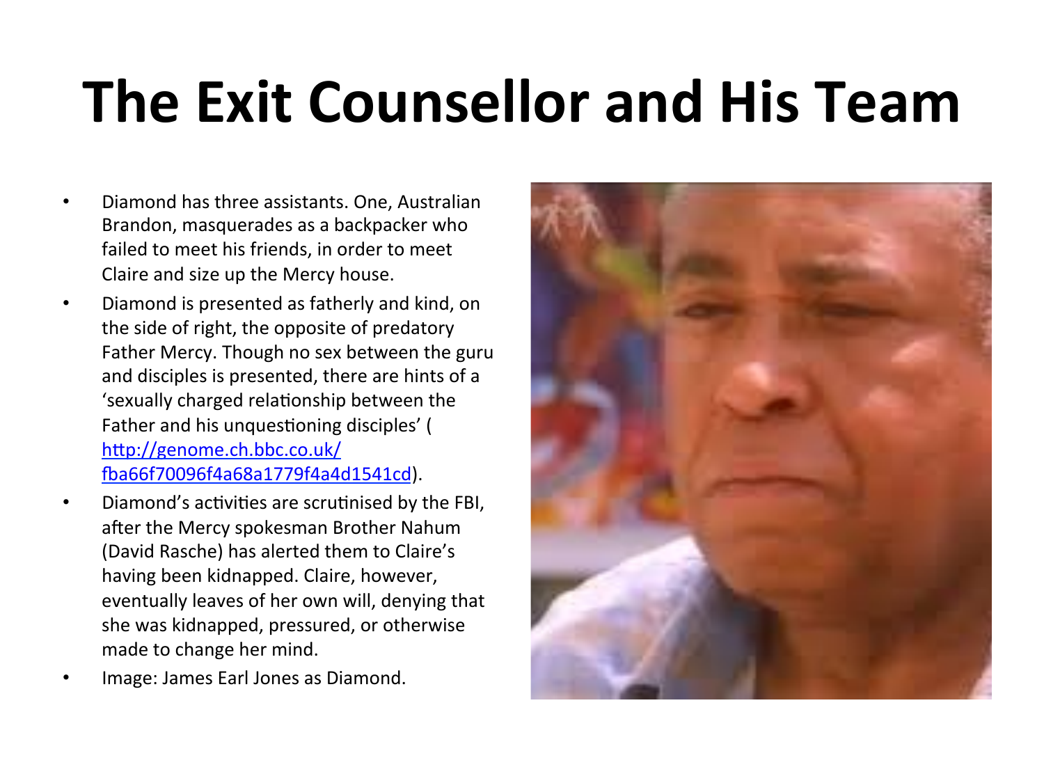# The Exit Counsellor and His Team

- Diamond has three assistants. One, Australian Brandon, masquerades as a backpacker who failed to meet his friends, in order to meet Claire and size up the Mercy house.
- Diamond is presented as fatherly and kind, on the side of right, the opposite of predatory Father Mercy. Though no sex between the guru and disciples is presented, there are hints of a 'sexually charged relationship between the Father and his unquestioning disciples' ( [http://genome.ch.bbc.co.uk/fba66f70096f4a68a1779f4a4d1541cd](http://genome.ch.bbc.co.uk/fba66f70096f4a68a1779f4a4d1541cd)).
- Diamond's activities are scrutinised by the FBI, after the Mercy spokesman Brother Nahum (David Rasche) has alerted them to Claire's having been kidnapped. Claire, however, eventually leaves of her own will, denying that she was kidnapped, pressured, or otherwise made to change her mind.
- Image: James Earl Jones as Diamond.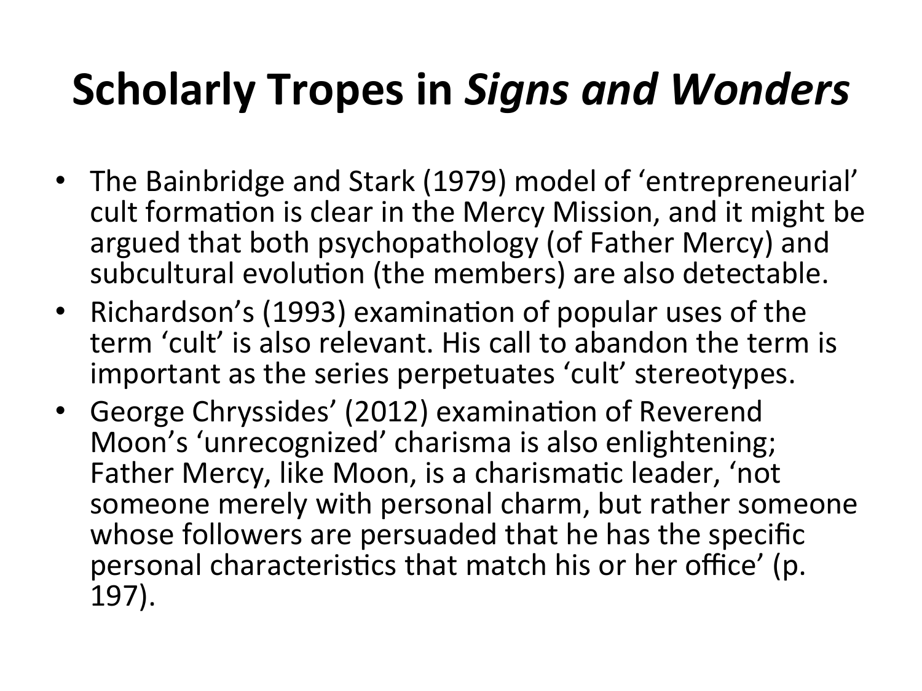# Scholarly Tropes in *Signs and Wonders*

- The Bainbridge and Stark (1979) model of 'entrepreneurial' cult formation is clear in the Mercy Mission, and it might be argued that both psychopathology (of Father Mercy) and subcultural evolution (the members) are also detectable.
- Richardson's (1993) examination of popular uses of the term 'cult' is also relevant. His call to abandon the term is important as the series perpetuates 'cult' stereotypes.
- George Chryssides' (2012) examination of Reverend Moon's 'unrecognized' charisma is also enlightening; Father Mercy, like Moon, is a charismatic leader, 'not someone merely with personal charm, but rather someone whose followers are persuaded that he has the specific personal characteristics that match his or her office' (p. 197).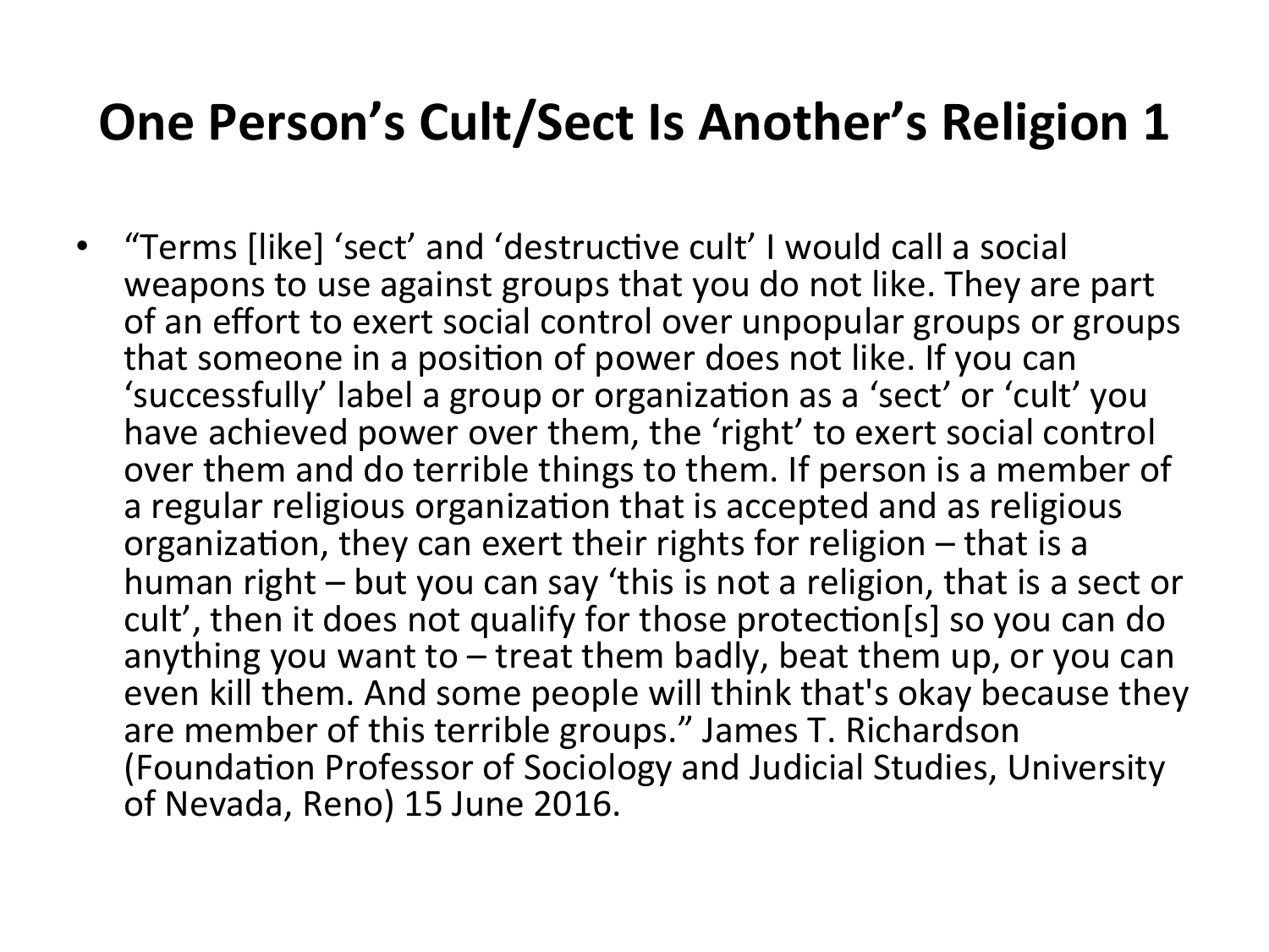# One Person's Cult/Sect Is Another's Religion 1

- "Terms [like] 'sect' and 'destructive cult' I would call a social weapons to use against groups that you do not like. They are part of an effort to exert social control over unpopular groups or groups that someone in a position of power does not like. If you can 'successfully' label a group or organization as a 'sect' or 'cult' you have achieved power over them, the 'right' to exert social control over them and do terrible things to them. If person is a member of a regular religious organization that is accepted and as religious organization, they can exert their rights for religion – that is a human right – but you can say 'this is not a religion, that is a sect or cult', then it does not qualify for those protection[s] so you can do anything you want to – treat them badly, beat them up, or you can even kill them. And some people will think that's okay because they are member of this terrible groups." James T. Richardson (Foundation Professor of Sociology and Judicial Studies, University of Nevada, Reno) 15 June 2016.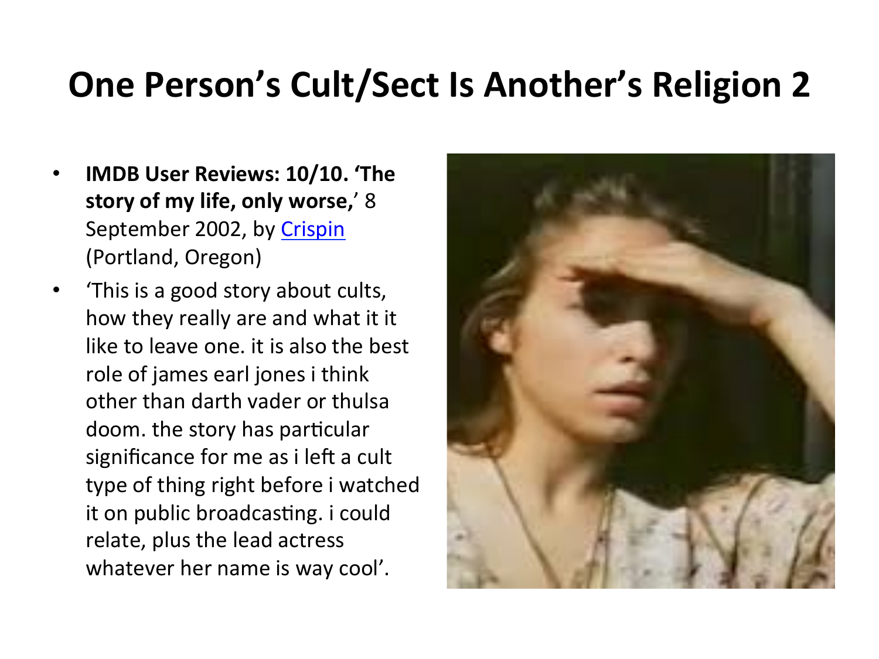# One Person's Cult/Sect Is Another's Religion 2

- **IMDB User Reviews: 10/10. 'The story of my life, only worse,**' 8 September 2002, by [Crispin](Crispin) (Portland, Oregon)
- 'This is a good story about cults, how they really are and what it it like to leave one. it is also the best role of james earl jones i think other than darth vader or thulsa doom. the story has particular significance for me as i left a cult type of thing right before i watched it on public broadcasting. i could relate, plus the lead actress whatever her name is way cool'.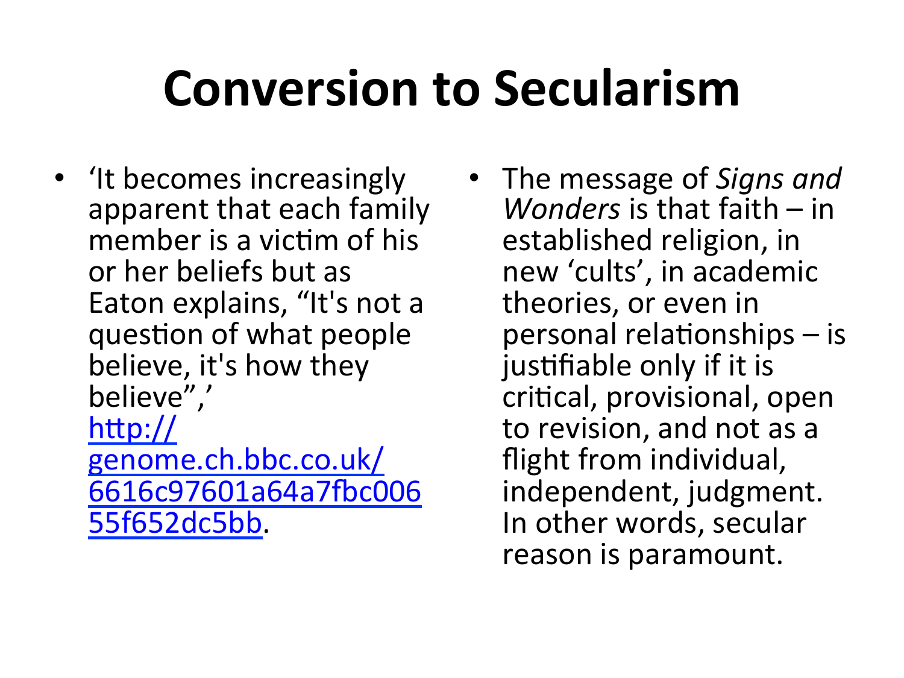# Conversion to Secularism

- 'It becomes increasingly apparent that each family member is a victim of his or her beliefs but as Eaton explains, "It's not a question of what people believe, it's how they believe",' http://genome.ch.bbc.co.uk/6616c97601a64a7fbc00655f652dc5bb.

- The message of *Signs and Wonders* is that faith – in established religion, in new 'cults', in academic theories, or even in personal relationships – is justifiable only if it is critical, provisional, open to revision, and not as a flight from individual, independent, judgment. In other words, secular reason is paramount.